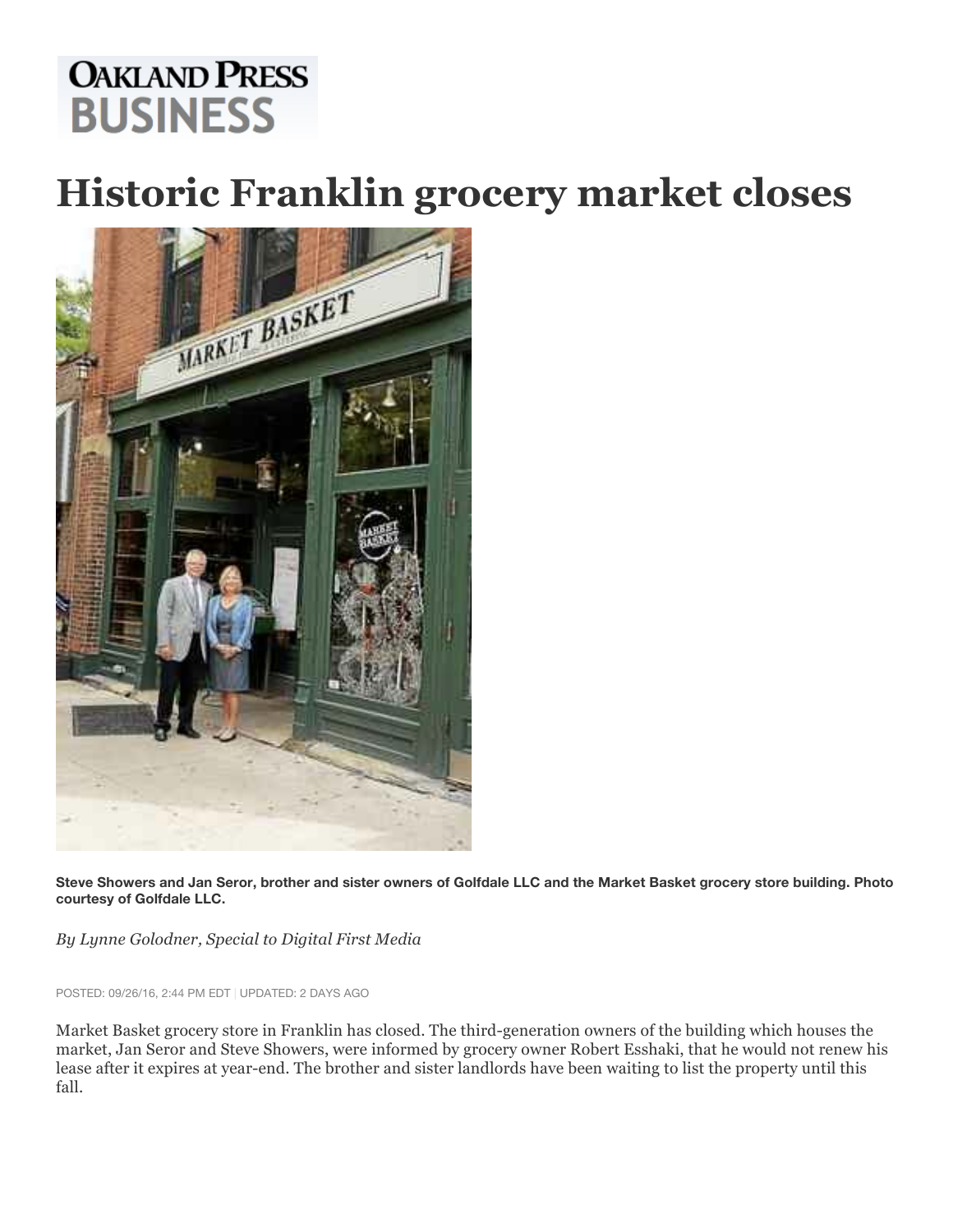**OAKLAND PRESS BUSINESS**

# Historic Franklin grocery market closes

**Steve Showers and Jan Seror, brother and sister owners of Golfdale LLC and the Market Basket grocery store building. Photo courtesy of Golfdale LLC.**

*By Lynne Golodner, Special to Digital First Media*

POSTED: 09/26/16, 2:44 PM EDT | UPDATED: 2 DAYS AGO

Market Basket grocery store in Franklin has closed. The third-generation owners of the building which houses the market, Jan Seror and Steve Showers, were informed by grocery owner Robert Esshaki, that he would not renew his lease after it expires at year-end. The brother and sister landlords have been waiting to list the property until this fall.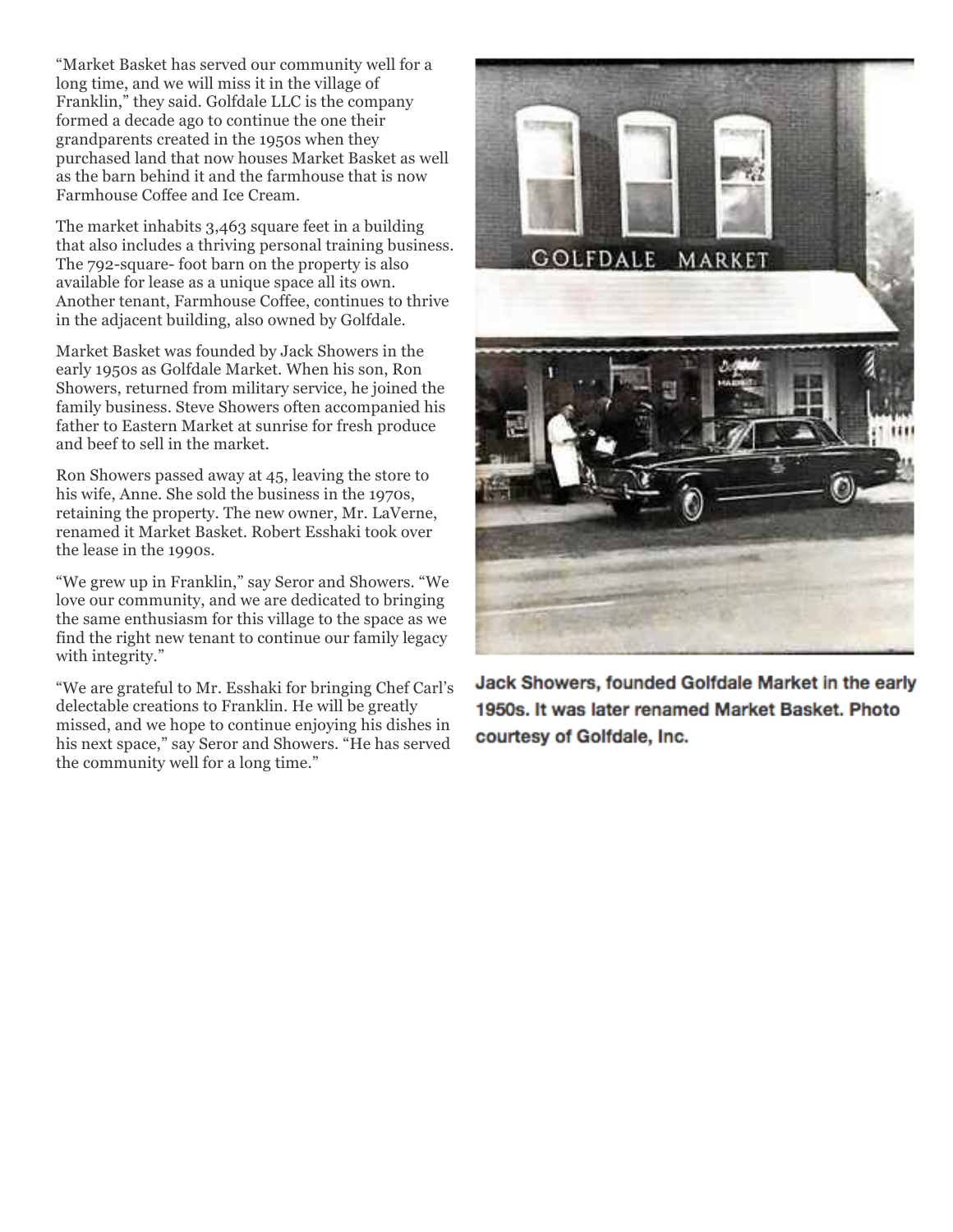"Market Basket has served our community well for a long time, and we will miss it in the village of Franklin," they said. Golfdale LLC is the company formed a decade ago to continue the one their grandparents created in the 1950s when they purchased land that now houses Market Basket as well as the barn behind it and the farmhouse that is now Farmhouse Coffee and Ice Cream.

The market inhabits 3,463 square feet in a building that also includes a thriving personal training business. The 792-square- foot barn on the property is also available for lease as a unique space all its own. Another tenant, Farmhouse Coffee, continues to thrive in the adjacent building, also owned by Golfdale.

Market Basket was founded by Jack Showers in the early 1950s as Golfdale Market. When his son, Ron Showers, returned from military service, he joined the family business. Steve Showers often accompanied his father to Eastern Market at sunrise for fresh produce and beef to sell in the market.

Ron Showers passed away at 45, leaving the store to his wife, Anne. She sold the business in the 1970s, retaining the property. The new owner, Mr. LaVerne, renamed it Market Basket. Robert Esshaki took over the lease in the 1990s.

"We grew up in Franklin," say Seror and Showers. "We love our community, and we are dedicated to bringing the same enthusiasm for this village to the space as we find the right new tenant to continue our family legacy with integrity."

"We are grateful to Mr. Esshaki for bringing Chef Carl's delectable creations to Franklin. He will be greatly missed, and we hope to continue enjoying his dishes in his next space," say Seror and Showers. "He has served the community well for a long time."

**Jack Showers, founded Golfdale Market in the early 1950s. It was later renamed Market Basket. Photo courtesy of Golfdale, Inc.**